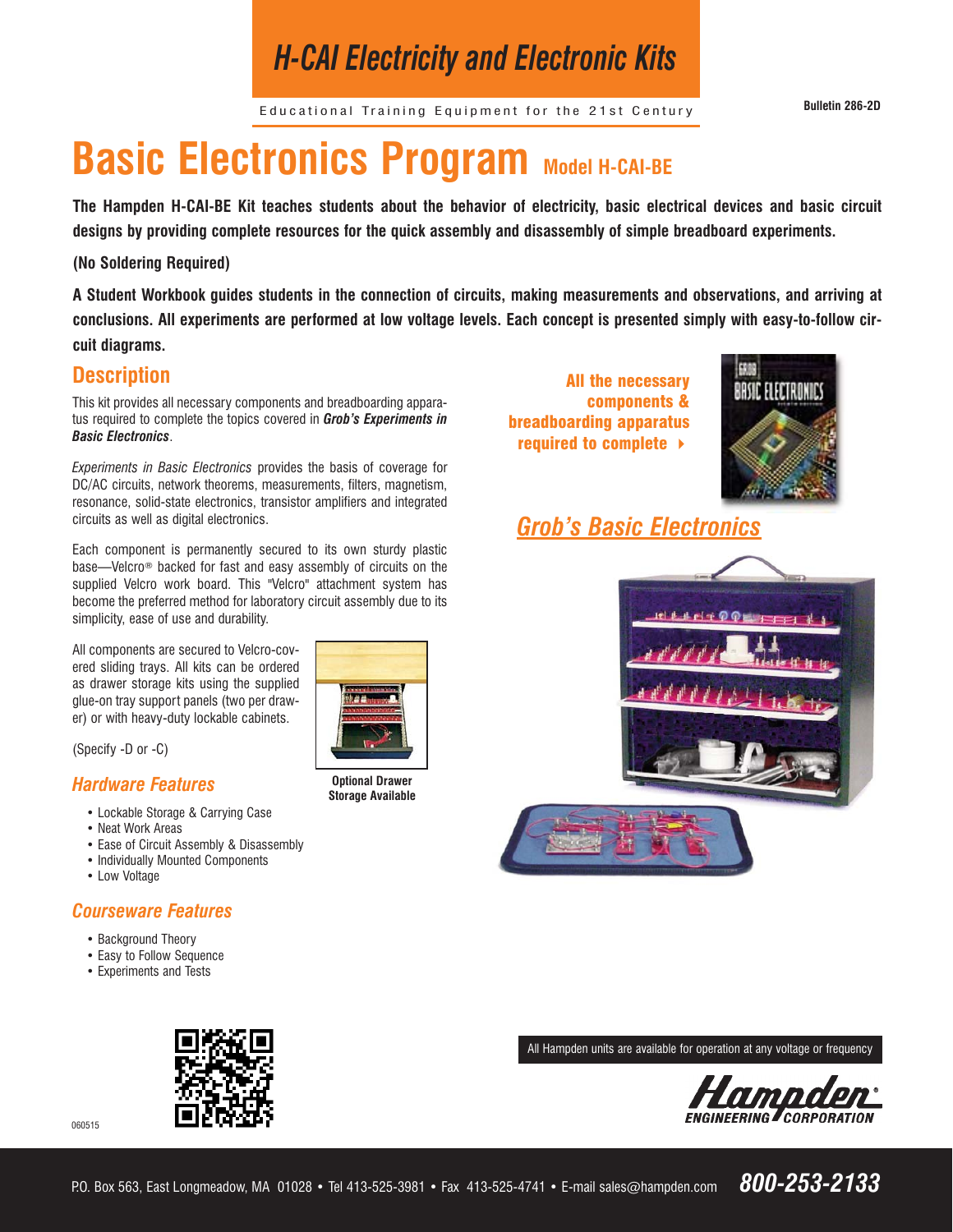# H-CAI Electricity and Electronic Kits

Educational Training Equipment for the 21st Century

Bulletin 286-2D

# Basic Electronics Program Model H-CAI-BE

**The Hampden H-CAI-BE Kit teaches students about the behavior of electricity, basic electrical devices and basic circuit designs by providing complete resources for the quick assembly and disassembly of simple breadboard experiments.**

**(No Soldering Required)**

**A Student Workbook guides students in the connection of circuits, making measurements and observations, and arriving at conclusions. All experiments are performed at low voltage levels. Each concept is presented simply with easy-to-follow circuit diagrams.**

## Description

This kit provides all necessary components and breadboarding apparatus required to complete the topics covered in ***Grob's Experiments in Basic Electronics***.

*Experiments in Basic Electronics* provides the basis of coverage for DC/AC circuits, network theorems, measurements, filters, magnetism, resonance, solid-state electronics, transistor amplifiers and integrated circuits as well as digital electronics.

Each component is permanently secured to its own sturdy plastic base—Velcro® backed for fast and easy assembly of circuits on the supplied Velcro work board. This "Velcro" attachment system has become the preferred method for laboratory circuit assembly due to its simplicity, ease of use and durability.

All components are secured to Velcro-covered sliding trays. All kits can be ordered as drawer storage kits using the supplied glue-on tray support panels (two per drawer) or with heavy-duty lockable cabinets.

(Specify -D or -C)

**Optional Drawer Storage Available**

### Hardware Features

- Lockable Storage & Carrying Case
- Neat Work Areas
- Ease of Circuit Assembly & Disassembly
- Individually Mounted Components
- Low Voltage

### Courseware Features

- Background Theory
- Easy to Follow Sequence
- Experiments and Tests

**All the necessary components & breadboarding apparatus required to complete**

***Grob's Basic Electronics***

All Hampden units are available for operation at any voltage or frequency

Hampden Engineering Corporation

060515

P.O. Box 563, East Longmeadow, MA 01028 • Tel 413-525-3981 • Fax 413-525-4741 • E-mail sales@hampden.com **800-253-2133**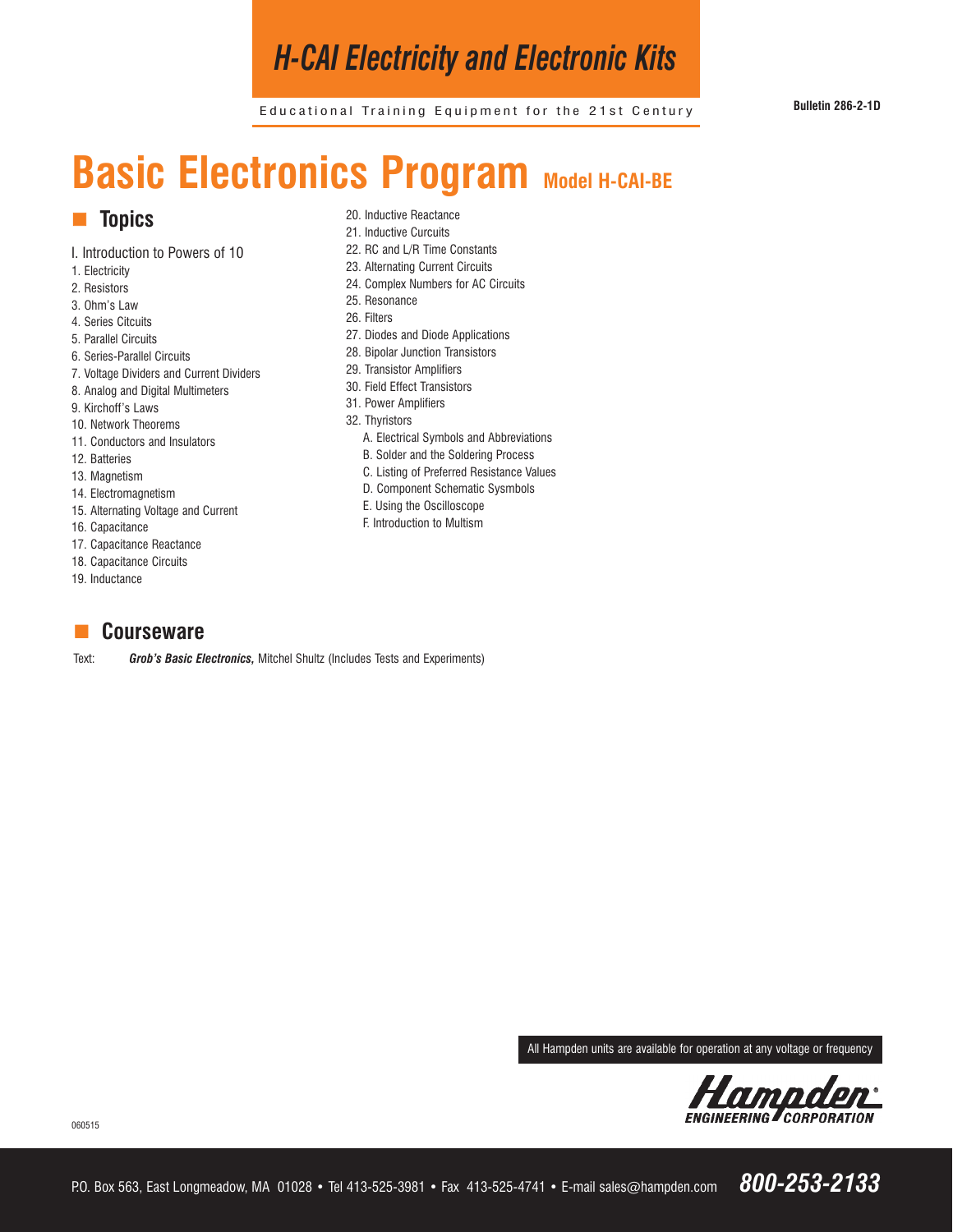# H-CAI Electricity and Electronic Kits

Educational Training Equipment for the 21st Century

Bulletin 286-2-1D

# Basic Electronics Program Model H-CAI-BE

## Topics

I. Introduction to Powers of 10
1. Electricity
2. Resistors
3. Ohm's Law
4. Series Citcuits
5. Parallel Circuits
6. Series-Parallel Circuits
7. Voltage Dividers and Current Dividers
8. Analog and Digital Multimeters
9. Kirchoff's Laws
10. Network Theorems
11. Conductors and Insulators
12. Batteries
13. Magnetism
14. Electromagnetism
15. Alternating Voltage and Current
16. Capacitance
17. Capacitance Reactance
18. Capacitance Circuits
19. Inductance
20. Inductive Reactance
21. Inductive Curcuits
22. RC and L/R Time Constants
23. Alternating Current Circuits
24. Complex Numbers for AC Circuits
25. Resonance
26. Filters
27. Diodes and Diode Applications
28. Bipolar Junction Transistors
29. Transistor Amplifiers
30. Field Effect Transistors
31. Power Amplifiers
32. Thyristors
    A. Electrical Symbols and Abbreviations
    B. Solder and the Soldering Process
    C. Listing of Preferred Resistance Values
    D. Component Schematic Sysmbols
    E. Using the Oscilloscope
    F. Introduction to Multism

## Courseware

Text: ***Grob's Basic Electronics,*** Mitchel Shultz (Includes Tests and Experiments)

All Hampden units are available for operation at any voltage or frequency

Hampden ENGINEERING CORPORATION

060515

P.O. Box 563, East Longmeadow, MA 01028 • Tel 413-525-3981 • Fax 413-525-4741 • E-mail sales@hampden.com **800-253-2133**